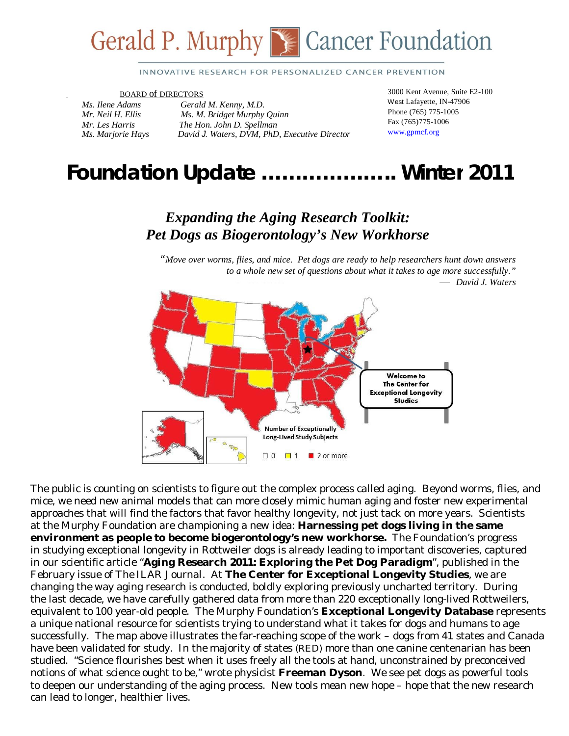# Gerald P. Murphy Cancer Foundation

INNOVATIVE RESEARCH FOR PERSONALIZED CANCER PREVENTION

BOARD of DIRECTORS

*Ms. Ilene Adams* | *Gerald M. Kenny, M.D.*
*Mr. Neil H. Ellis* | *Ms. M. Bridget Murphy Quinn*
*Mr. Les Harris* | *The Hon. John D. Spellman*
*Ms. Marjorie Hays* | *David J. Waters, DVM, PhD, Executive Director*

3000 Kent Avenue, Suite E2-100
West Lafayette, IN-47906
Phone (765) 775-1005
Fax (765)775-1006
www.gpmcf.org

# Foundation Update ………………. Winter 2011

## *Expanding the Aging Research Toolkit: Pet Dogs as Biogerontology's New Workhorse*

"*Move over worms, flies, and mice. Pet dogs are ready to help researchers hunt down answers to a whole new set of questions about what it takes to age more successfully."*
— *David J. Waters*

Welcome to The Center for Exceptional Longevity Studies

Number of Exceptionally Long-Lived Study Subjects

0 | 1 | 2 or more

The public is counting on scientists to figure out the complex process called aging. Beyond worms, flies, and mice, we need new animal models that can more closely mimic human aging and foster new experimental approaches that will find the factors that favor healthy longevity, not just tack on more years. Scientists at the Murphy Foundation are championing a new idea: **Harnessing pet dogs living in the same environment as people to become biogerontology's new workhorse.** The Foundation's progress in studying exceptional longevity in Rottweiler dogs is already leading to important discoveries, captured in our scientific article "**Aging Research 2011: Exploring the Pet Dog Paradigm**", published in the February issue of The ILAR Journal. At **The Center for Exceptional Longevity Studies**, we are changing the way aging research is conducted, boldly exploring previously uncharted territory. During the last decade, we have carefully gathered data from more than 220 exceptionally long-lived Rottweilers, equivalent to 100 year-old people. The Murphy Foundation's **Exceptional Longevity Database** represents a unique national resource for scientists trying to understand what it takes for dogs and humans to age successfully. The map above illustrates the far-reaching scope of the work – dogs from 41 states and Canada have been validated for study. In the majority of states (RED) more than one canine centenarian has been studied. "Science flourishes best when it uses freely all the tools at hand, unconstrained by preconceived notions of what science ought to be," wrote physicist **Freeman Dyson**. We see pet dogs as powerful tools to deepen our understanding of the aging process. New tools mean new hope – hope that the new research can lead to longer, healthier lives.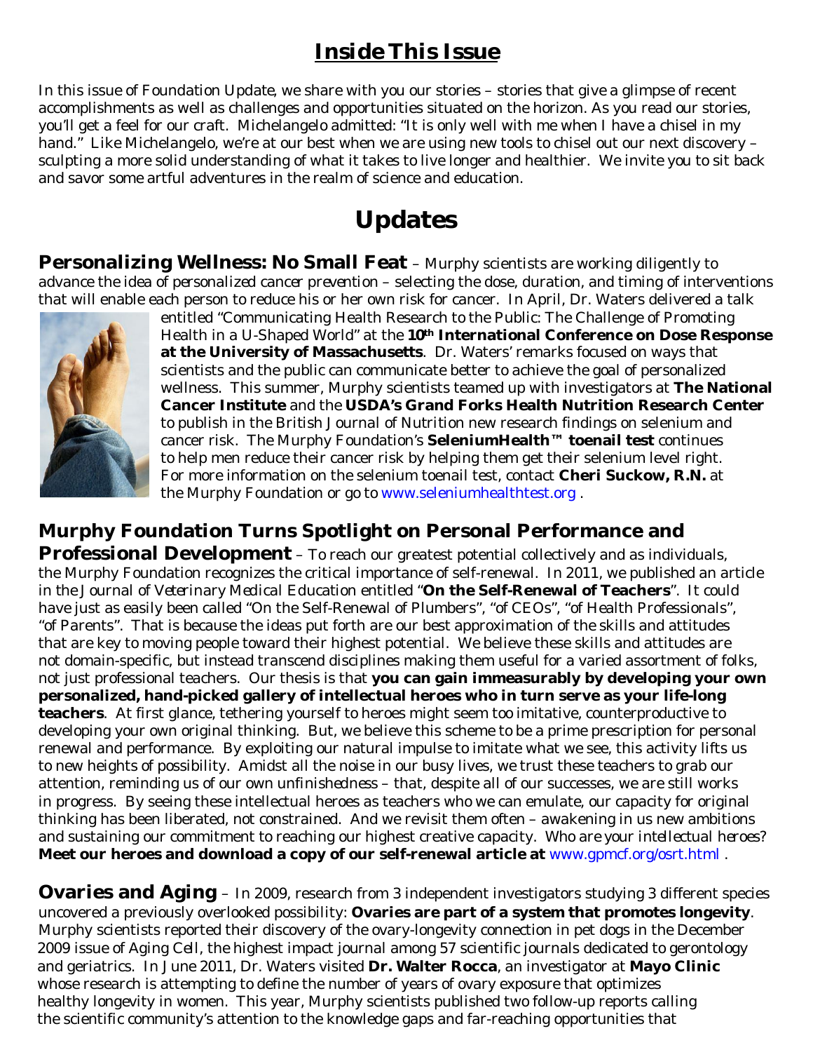# Inside This Issue

In this issue of Foundation Update, we share with you our stories – stories that give a glimpse of recent accomplishments as well as challenges and opportunities situated on the horizon. As you read our stories, you'll get a feel for our craft. Michelangelo admitted: "It is only well with me when I have a chisel in my hand." Like Michelangelo, we're at our best when we are using new tools to chisel out our next discovery – sculpting a more solid understanding of what it takes to live longer and healthier. We invite you to sit back and savor some artful adventures in the realm of science and education.

# Updates

**Personalizing Wellness: No Small Feat** – Murphy scientists are working diligently to advance the idea of *personalized cancer prevention* – selecting the dose, duration, and timing of interventions that will enable each person to reduce his or her own risk for cancer. In April, Dr. Waters delivered a talk entitled "Communicating Health Research to the Public: The Challenge of Promoting Health in a U-Shaped World" at the **10th International Conference on Dose Response at the University of Massachusetts**. Dr. Waters' remarks focused on ways that scientists and the public can communicate better to achieve the goal of personalized wellness. This summer, Murphy scientists teamed up with investigators at **The National Cancer Institute** and the **USDA's Grand Forks Health Nutrition Research Center** to publish in the British Journal of Nutrition new research findings on selenium and cancer risk. The Murphy Foundation's **SeleniumHealth™ toenail test** continues to help men reduce their cancer risk by helping them get their selenium level right. For more information on the selenium toenail test, contact **Cheri Suckow, R.N.** at the Murphy Foundation or go to www.seleniumhealthtest.org .

**Murphy Foundation Turns Spotlight on Personal Performance and Professional Development** – To reach our greatest potential collectively and as individuals, the Murphy Foundation recognizes the critical importance of self-renewal. In 2011, we published an article in the *Journal of Veterinary Medical Education* entitled "**On the Self-Renewal of Teachers**". It could have just as easily been called "On the Self-Renewal of Plumbers", "of CEOs", "of Health Professionals", "of Parents". That is because the ideas put forth are our best approximation of the skills and attitudes that are key to moving people toward their highest potential. We believe these skills and attitudes are not domain-specific, but instead transcend disciplines making them useful for a varied assortment of folks, not just professional teachers. Our thesis is that **you can gain immeasurably by developing your own personalized, hand-picked gallery of intellectual heroes who in turn serve as your life-long teachers**. At first glance, tethering yourself to heroes might seem too imitative, counterproductive to developing your own original thinking. But, we believe this scheme to be a prime prescription for personal renewal and performance. By exploiting our natural impulse to imitate what we see, this activity lifts us to new heights of possibility. Amidst all the noise in our busy lives, we trust these teachers to grab our attention, reminding us of our own *unfinishedness* – that, despite all of our successes, we are still works in progress. By seeing these intellectual heroes as teachers who we can emulate, our capacity for original thinking has been liberated, not constrained. And we revisit them often – awakening in us new ambitions and sustaining our commitment to reaching our highest creative capacity. *Who are your intellectual heroes?* **Meet our heroes and download a copy of our self-renewal article at** www.gpmcf.org/osrt.html .

**Ovaries and Aging** – In 2009, research from 3 independent investigators studying 3 different species uncovered a previously overlooked possibility: **Ovaries are part of a system that promotes longevity**. Murphy scientists reported their discovery of the ovary-longevity connection in pet dogs in the December 2009 issue of *Aging Cell*, the highest impact journal among 57 scientific journals dedicated to gerontology and geriatrics. In June 2011, Dr. Waters visited **Dr. Walter Rocca**, an investigator at **Mayo Clinic** whose research is attempting to define the number of years of ovary exposure that optimizes healthy longevity in women. This year, Murphy scientists published two follow-up reports calling the scientific community's attention to the knowledge gaps and far-reaching opportunities that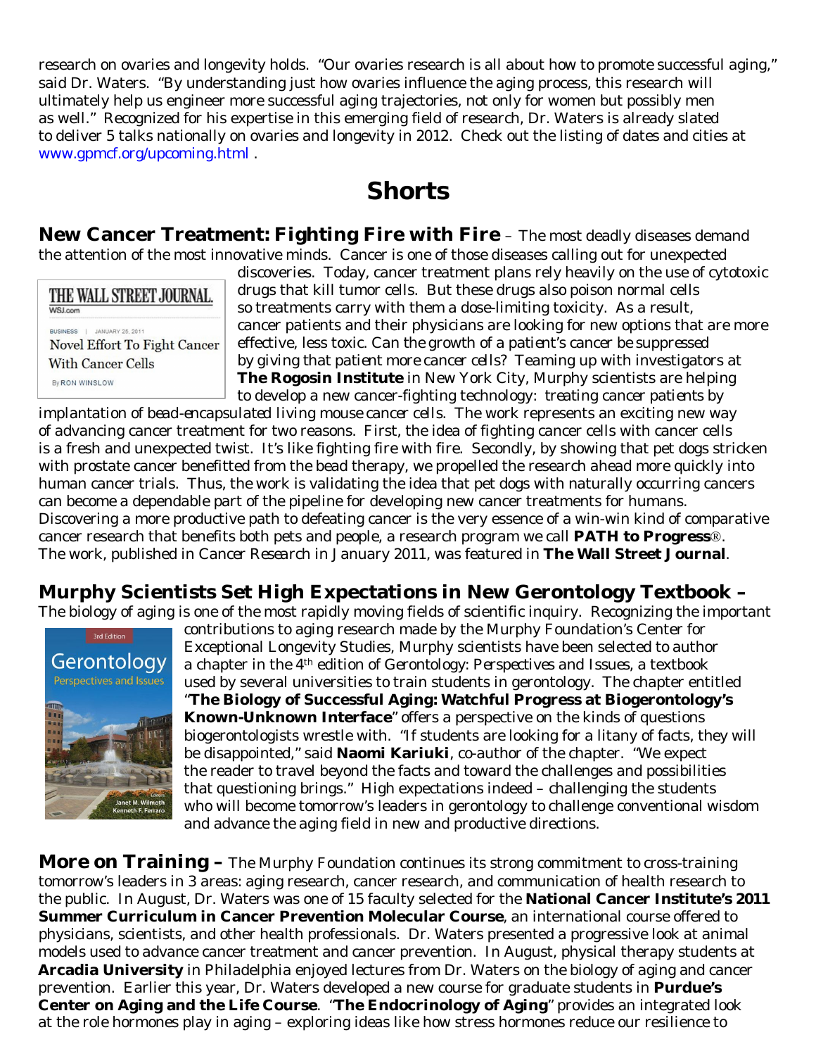research on ovaries and longevity holds. "Our ovaries research is all about how to promote successful aging," said Dr. Waters. "By understanding just how ovaries influence the aging process, this research will ultimately help us engineer more successful aging trajectories, not only for women but possibly men as well." Recognized for his expertise in this emerging field of research, Dr. Waters is already slated to deliver 5 talks nationally on ovaries and longevity in 2012. Check out the listing of dates and cities at www.gpmcf.org/upcoming.html .

# Shorts

**New Cancer Treatment: Fighting Fire with Fire** – The most deadly diseases demand the attention of the most innovative minds. Cancer is one of those diseases calling out for unexpected discoveries. Today, cancer treatment plans rely heavily on the use of cytotoxic drugs that kill tumor cells. But these drugs also poison normal cells so treatments carry with them a dose-limiting toxicity. As a result, cancer patients and their physicians are looking for new options that are more effective, less toxic. Can the growth of a patient's cancer be suppressed by giving that patient more cancer cells? Teaming up with investigators at **The Rogosin Institute** in New York City, Murphy scientists are helping to develop a new cancer-fighting technology: treating cancer patients by implantation of bead-encapsulated living mouse cancer cells. The work represents an exciting new way of advancing cancer treatment for two reasons. First, the idea of fighting cancer cells with cancer cells is a fresh and unexpected twist. It's like fighting fire with fire. Secondly, by showing that pet dogs stricken with prostate cancer benefitted from the bead therapy, we propelled the research ahead more quickly into human cancer trials. Thus, the work is validating the idea that pet dogs with naturally occurring cancers can become a dependable part of the pipeline for developing new cancer treatments for humans. Discovering a more productive path to defeating cancer is the very essence of a win-win kind of comparative cancer research that benefits both pets and people, a research program we call **PATH to Progress**®. The work, published in *Cancer Research* in January 2011, was featured in **The Wall Street Journal**.

THE WALL STREET JOURNAL. WSJ.com
BUSINESS | JANUARY 25, 2011
Novel Effort To Fight Cancer With Cancer Cells
By RON WINSLOW

**Murphy Scientists Set High Expectations in New Gerontology Textbook –** The biology of aging is one of the most rapidly moving fields of scientific inquiry. Recognizing the important contributions to aging research made by the Murphy Foundation's Center for Exceptional Longevity Studies, Murphy scientists have been selected to author a chapter in the 4th edition of *Gerontology: Perspectives and Issues*, a textbook used by several universities to train students in gerontology. The chapter entitled "**The Biology of Successful Aging: Watchful Progress at Biogerontology's Known-Unknown Interface**" offers a perspective on the kinds of questions biogerontologists wrestle with. "If students are looking for a litany of facts, they will be disappointed," said **Naomi Kariuki**, co-author of the chapter. "We expect the reader to travel beyond the facts and toward the challenges and possibilities that questioning brings." High expectations indeed – challenging the students who will become tomorrow's leaders in gerontology to challenge conventional wisdom and advance the aging field in new and productive directions.

**More on Training –** The Murphy Foundation continues its strong commitment to cross-training tomorrow's leaders in 3 areas: aging research, cancer research, and communication of health research to the public. In August, Dr. Waters was one of 15 faculty selected for the **National Cancer Institute's 2011 Summer Curriculum in Cancer Prevention Molecular Course**, an international course offered to physicians, scientists, and other health professionals. Dr. Waters presented a progressive look at animal models used to advance cancer treatment and cancer prevention. In August, physical therapy students at **Arcadia University** in Philadelphia enjoyed lectures from Dr. Waters on the biology of aging and cancer prevention. Earlier this year, Dr. Waters developed a new course for graduate students in **Purdue's Center on Aging and the Life Course**. "**The Endocrinology of Aging**" provides an integrated look at the role hormones play in aging – exploring ideas like how stress hormones reduce our resilience to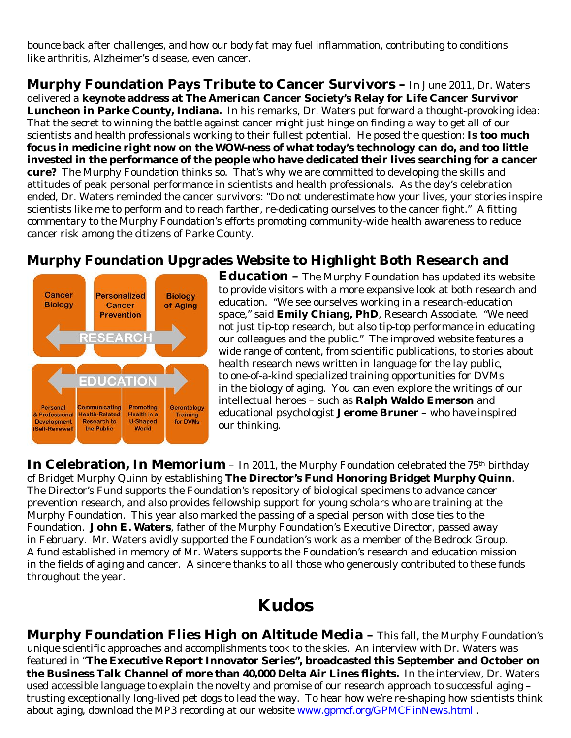bounce back after challenges, and how our body fat may fuel inflammation, contributing to conditions like arthritis, Alzheimer's disease, even cancer.

**Murphy Foundation Pays Tribute to Cancer Survivors –** In June 2011, Dr. Waters delivered a **keynote address at The American Cancer Society's Relay for Life Cancer Survivor Luncheon in Parke County, Indiana.** In his remarks, Dr. Waters put forward a thought-provoking idea: That the secret to winning the battle against cancer might just hinge on finding a way to get all of our scientists and health professionals working to their fullest potential. He posed the question: **Is too much focus in medicine right now on the WOW-ness of what today's technology can do, and too little invested in the performance of the people who have dedicated their lives searching for a cancer cure?** The Murphy Foundation thinks so. That's why we are committed to developing the skills and attitudes of peak personal performance in scientists and health professionals. As the day's celebration ended, Dr. Waters reminded the cancer survivors: "Do not underestimate how your lives, your stories inspire scientists like me to perform and to reach farther, re-dedicating ourselves to the cancer fight." A fitting commentary to the Murphy Foundation's efforts promoting community-wide health awareness to reduce cancer risk among the citizens of Parke County.

**Murphy Foundation Upgrades Website to Highlight Both Research and Education –** The Murphy Foundation has updated its website to provide visitors with a more expansive look at both research and education. "We see ourselves working in a research-education space," said **Emily Chiang, PhD**, Research Associate. "We need not just tip-top research, but also tip-top performance in educating our colleagues and the public." The improved website features a wide range of content, from scientific publications, to stories about health research news written in language for the lay public, to one-of-a-kind specialized training opportunities for DVMs in the biology of aging. You can even explore the writings of our intellectual heroes – such as **Ralph Waldo Emerson** and educational psychologist **Jerome Bruner** – who have inspired our thinking.

Cancer Biology | Personalized Cancer Prevention | Biology of Aging

RESEARCH

EDUCATION

Personal & Professional Development (Self-Renewal) | Communicating Health-Related Research to the Public | Promoting Health in a U-Shaped World | Gerontology Training for DVMs

**In Celebration, In Memorium** – In 2011, the Murphy Foundation celebrated the 75th birthday of Bridget Murphy Quinn by establishing **The Director's Fund Honoring Bridget Murphy Quinn**. The Director's Fund supports the Foundation's repository of biological specimens to advance cancer prevention research, and also provides fellowship support for young scholars who are training at the Murphy Foundation. This year also marked the passing of a special person with close ties to the Foundation. **John E. Waters**, father of the Murphy Foundation's Executive Director, passed away in February. Mr. Waters avidly supported the Foundation's work as a member of the Bedrock Group. A fund established in memory of Mr. Waters supports the Foundation's research and education mission in the fields of aging and cancer. A sincere thanks to all those who generously contributed to these funds throughout the year.

# Kudos

**Murphy Foundation Flies High on Altitude Media –** This fall, the Murphy Foundation's unique scientific approaches and accomplishments took to the skies. An interview with Dr. Waters was featured in "**The Executive Report Innovator Series", broadcasted this September and October on the Business Talk Channel of more than 40,000 Delta Air Lines flights.** In the interview, Dr. Waters used accessible language to explain the novelty and promise of our research approach to successful aging – trusting exceptionally long-lived pet dogs to lead the way. To hear how we're re-shaping how scientists think about aging, download the MP3 recording at our website www.gpmcf.org/GPMCFinNews.html .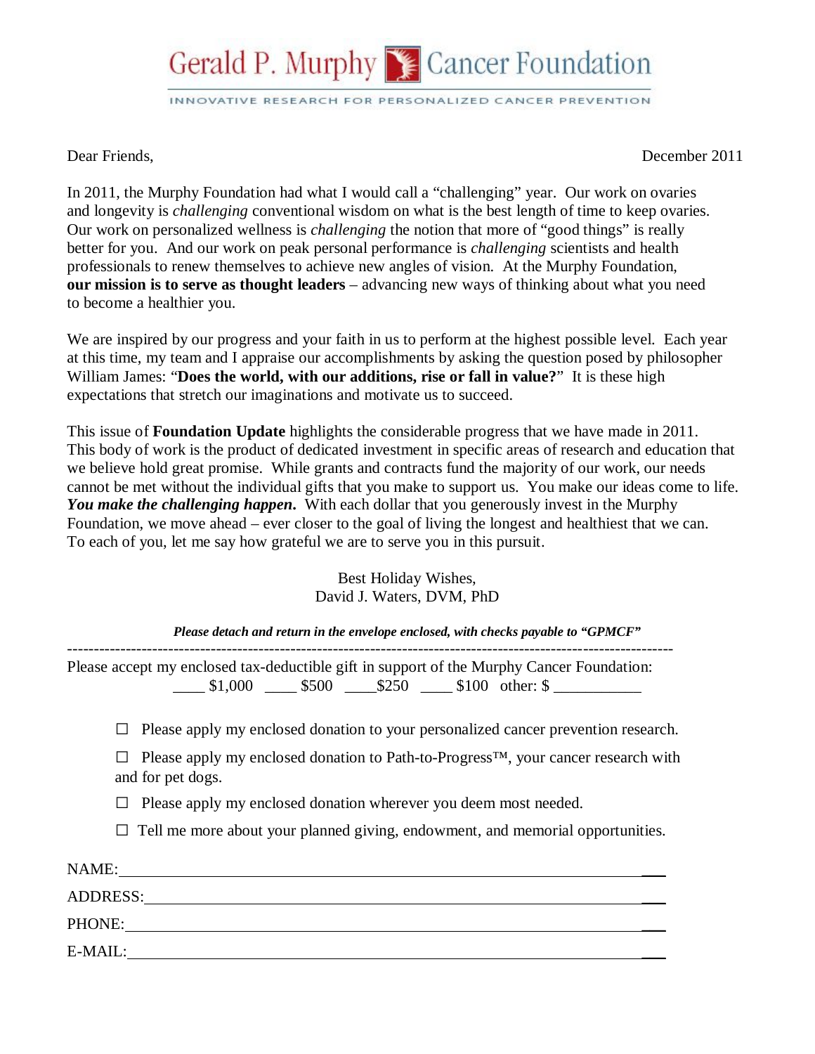# Gerald P. Murphy Cancer Foundation

INNOVATIVE RESEARCH FOR PERSONALIZED CANCER PREVENTION

Dear Friends, December 2011

In 2011, the Murphy Foundation had what I would call a "challenging" year. Our work on ovaries and longevity is *challenging* conventional wisdom on what is the best length of time to keep ovaries. Our work on personalized wellness is *challenging* the notion that more of "good things" is really better for you. And our work on peak personal performance is *challenging* scientists and health professionals to renew themselves to achieve new angles of vision. At the Murphy Foundation, **our mission is to serve as thought leaders** – advancing new ways of thinking about what you need to become a healthier you.

We are inspired by our progress and your faith in us to perform at the highest possible level. Each year at this time, my team and I appraise our accomplishments by asking the question posed by philosopher William James: "**Does the world, with our additions, rise or fall in value?**" It is these high expectations that stretch our imaginations and motivate us to succeed.

This issue of **Foundation Update** highlights the considerable progress that we have made in 2011. This body of work is the product of dedicated investment in specific areas of research and education that we believe hold great promise. While grants and contracts fund the majority of our work, our needs cannot be met without the individual gifts that you make to support us. You make our ideas come to life. ***You make the challenging happen*.** With each dollar that you generously invest in the Murphy Foundation, we move ahead – ever closer to the goal of living the longest and healthiest that we can. To each of you, let me say how grateful we are to serve you in this pursuit.

Best Holiday Wishes,
David J. Waters, DVM, PhD

***Please detach and return in the envelope enclosed, with checks payable to "GPMCF"***

---

Please accept my enclosed tax-deductible gift in support of the Murphy Cancer Foundation:
____ $1,000 ____ $500 ____$250 ____ $100 other: $ ___________

☐ Please apply my enclosed donation to your personalized cancer prevention research.

☐ Please apply my enclosed donation to Path-to-Progress™, your cancer research with and for pet dogs.

☐ Please apply my enclosed donation wherever you deem most needed.

☐ Tell me more about your planned giving, endowment, and memorial opportunities.

NAME:___________________________________________

ADDRESS:________________________________________

PHONE:__________________________________________

E-MAIL:_________________________________________